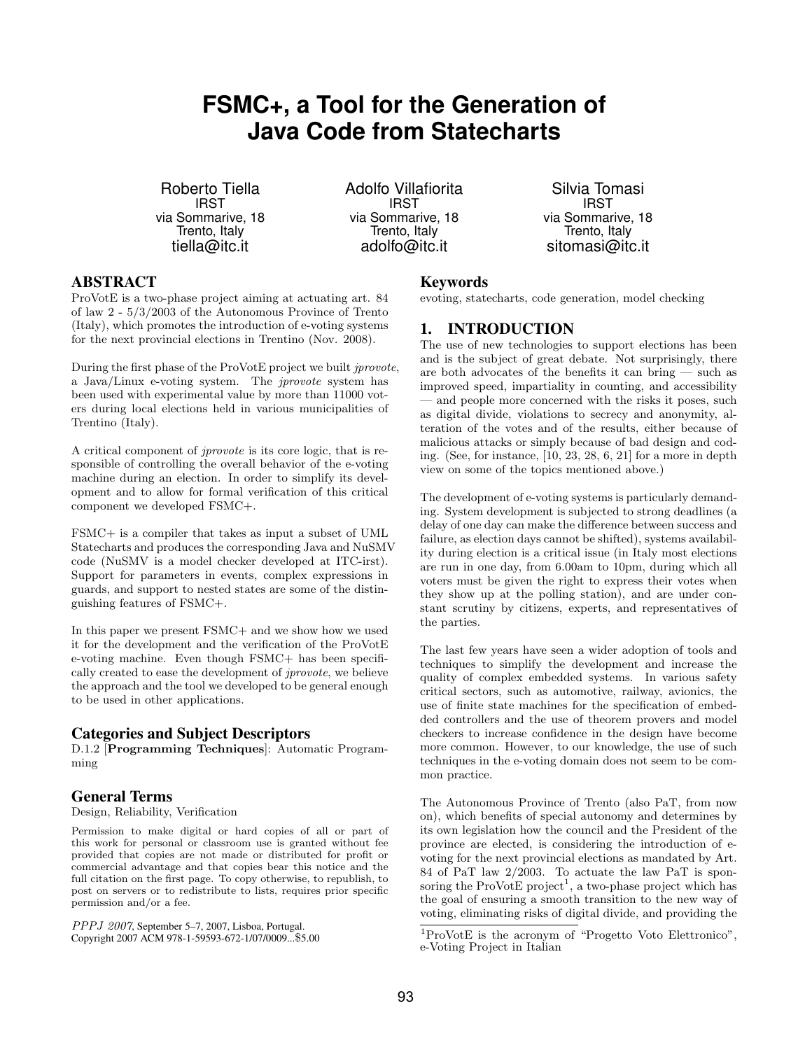# FSMC+, a Tool for the Generation of Java Code from Statecharts

Roberto Tiella
IRST
via Sommarive, 18
Trento, Italy
tiella@itc.it

Adolfo Villafiorita
IRST
via Sommarive, 18
Trento, Italy
adolfo@itc.it

Silvia Tomasi
IRST
via Sommarive, 18
Trento, Italy
sitomasi@itc.it

## ABSTRACT

ProVotE is a two-phase project aiming at actuating art. 84 of law 2 - 5/3/2003 of the Autonomous Province of Trento (Italy), which promotes the introduction of e-voting systems for the next provincial elections in Trentino (Nov. 2008).

During the first phase of the ProVotE project we built *jprovote*, a Java/Linux e-voting system. The *jprovote* system has been used with experimental value by more than 11000 voters during local elections held in various municipalities of Trentino (Italy).

A critical component of *jprovote* is its core logic, that is responsible of controlling the overall behavior of the e-voting machine during an election. In order to simplify its development and to allow for formal verification of this critical component we developed FSMC+.

FSMC+ is a compiler that takes as input a subset of UML Statecharts and produces the corresponding Java and NuSMV code (NuSMV is a model checker developed at ITC-irst). Support for parameters in events, complex expressions in guards, and support to nested states are some of the distinguishing features of FSMC+.

In this paper we present FSMC+ and we show how we used it for the development and the verification of the ProVotE e-voting machine. Even though FSMC+ has been specifically created to ease the development of *jprovote*, we believe the approach and the tool we developed to be general enough to be used in other applications.

### Categories and Subject Descriptors

D.1.2 [**Programming Techniques**]: Automatic Programming

### General Terms

Design, Reliability, Verification

Permission to make digital or hard copies of all or part of this work for personal or classroom use is granted without fee provided that copies are not made or distributed for profit or commercial advantage and that copies bear this notice and the full citation on the first page. To copy otherwise, to republish, to post on servers or to redistribute to lists, requires prior specific permission and/or a fee.

*PPPJ 2007*, September 5–7, 2007, Lisboa, Portugal.
Copyright 2007 ACM 978-1-59593-672-1/07/0009...$5.00

### Keywords

evoting, statecharts, code generation, model checking

## 1. INTRODUCTION

The use of new technologies to support elections has been and is the subject of great debate. Not surprisingly, there are both advocates of the benefits it can bring — such as improved speed, impartiality in counting, and accessibility — and people more concerned with the risks it poses, such as digital divide, violations to secrecy and anonymity, alteration of the votes and of the results, either because of malicious attacks or simply because of bad design and coding. (See, for instance, [10, 23, 28, 6, 21] for a more in depth view on some of the topics mentioned above.)

The development of e-voting systems is particularly demanding. System development is subjected to strong deadlines (a delay of one day can make the difference between success and failure, as election days cannot be shifted), systems availability during election is a critical issue (in Italy most elections are run in one day, from 6.00am to 10pm, during which all voters must be given the right to express their votes when they show up at the polling station), and are under constant scrutiny by citizens, experts, and representatives of the parties.

The last few years have seen a wider adoption of tools and techniques to simplify the development and increase the quality of complex embedded systems. In various safety critical sectors, such as automotive, railway, avionics, the use of finite state machines for the specification of embedded controllers and the use of theorem provers and model checkers to increase confidence in the design have become more common. However, to our knowledge, the use of such techniques in the e-voting domain does not seem to be common practice.

The Autonomous Province of Trento (also PaT, from now on), which benefits of special autonomy and determines by its own legislation how the council and the President of the province are elected, is considering the introduction of e-voting for the next provincial elections as mandated by Art. 84 of PaT law 2/2003. To actuate the law PaT is sponsoring the ProVotE project[1], a two-phase project which has the goal of ensuring a smooth transition to the new way of voting, eliminating risks of digital divide, and providing the

[1]ProVotE is the acronym of "Progetto Voto Elettronico", e-Voting Project in Italian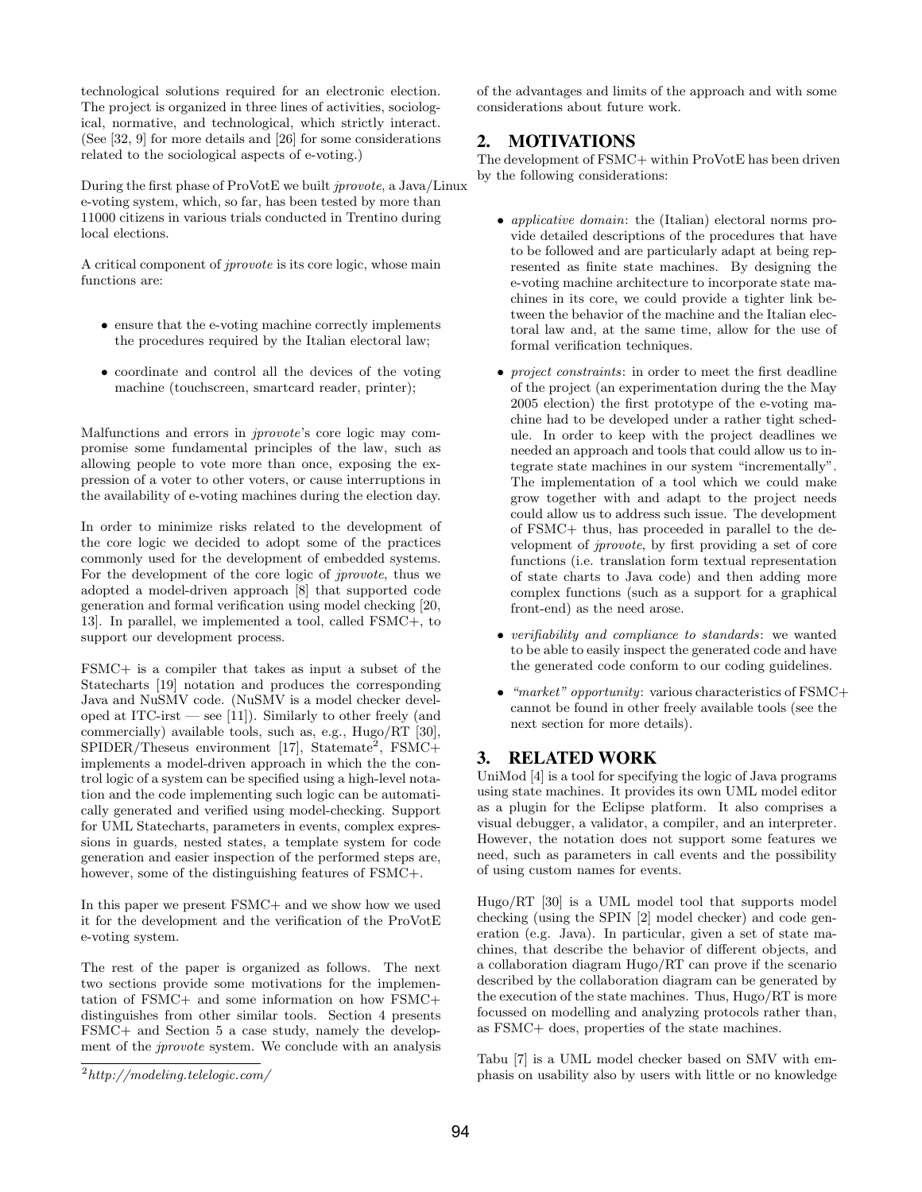technological solutions required for an electronic election. The project is organized in three lines of activities, sociological, normative, and technological, which strictly interact. (See [32, 9] for more details and [26] for some considerations related to the sociological aspects of e-voting.)

During the first phase of ProVotE we built *jprovote*, a Java/Linux e-voting system, which, so far, has been tested by more than 11000 citizens in various trials conducted in Trentino during local elections.

A critical component of *jprovote* is its core logic, whose main functions are:

- ensure that the e-voting machine correctly implements the procedures required by the Italian electoral law;
- coordinate and control all the devices of the voting machine (touchscreen, smartcard reader, printer);

Malfunctions and errors in *jprovote*'s core logic may compromise some fundamental principles of the law, such as allowing people to vote more than once, exposing the expression of a voter to other voters, or cause interruptions in the availability of e-voting machines during the election day.

In order to minimize risks related to the development of the core logic we decided to adopt some of the practices commonly used for the development of embedded systems. For the development of the core logic of *jprovote*, thus we adopted a model-driven approach [8] that supported code generation and formal verification using model checking [20, 13]. In parallel, we implemented a tool, called FSMC+, to support our development process.

FSMC+ is a compiler that takes as input a subset of the Statecharts [19] notation and produces the corresponding Java and NuSMV code. (NuSMV is a model checker developed at ITC-irst — see [11]). Similarly to other freely (and commercially) available tools, such as, e.g., Hugo/RT [30], SPIDER/Theseus environment [17], Statemate[2], FSMC+ implements a model-driven approach in which the the control logic of a system can be specified using a high-level notation and the code implementing such logic can be automatically generated and verified using model-checking. Support for UML Statecharts, parameters in events, complex expressions in guards, nested states, a template system for code generation and easier inspection of the performed steps are, however, some of the distinguishing features of FSMC+.

In this paper we present FSMC+ and we show how we used it for the development and the verification of the ProVotE e-voting system.

The rest of the paper is organized as follows. The next two sections provide some motivations for the implementation of FSMC+ and some information on how FSMC+ distinguishes from other similar tools. Section 4 presents FSMC+ and Section 5 a case study, namely the development of the *jprovote* system. We conclude with an analysis of the advantages and limits of the approach and with some considerations about future work.

[2] *http://modeling.telelogic.com/*

## 2. MOTIVATIONS

The development of FSMC+ within ProVotE has been driven by the following considerations:

- *applicative domain*: the (Italian) electoral norms provide detailed descriptions of the procedures that have to be followed and are particularly adapt at being represented as finite state machines. By designing the e-voting machine architecture to incorporate state machines in its core, we could provide a tighter link between the behavior of the machine and the Italian electoral law and, at the same time, allow for the use of formal verification techniques.
- *project constraints*: in order to meet the first deadline of the project (an experimentation during the the May 2005 election) the first prototype of the e-voting machine had to be developed under a rather tight schedule. In order to keep with the project deadlines we needed an approach and tools that could allow us to integrate state machines in our system "incrementally". The implementation of a tool which we could make grow together with and adapt to the project needs could allow us to address such issue. The development of FSMC+ thus, has proceeded in parallel to the development of *jprovote*, by first providing a set of core functions (i.e. translation form textual representation of state charts to Java code) and then adding more complex functions (such as a support for a graphical front-end) as the need arose.
- *verifiability and compliance to standards*: we wanted to be able to easily inspect the generated code and have the generated code conform to our coding guidelines.
- *"market" opportunity*: various characteristics of FSMC+ cannot be found in other freely available tools (see the next section for more details).

## 3. RELATED WORK

UniMod [4] is a tool for specifying the logic of Java programs using state machines. It provides its own UML model editor as a plugin for the Eclipse platform. It also comprises a visual debugger, a validator, a compiler, and an interpreter. However, the notation does not support some features we need, such as parameters in call events and the possibility of using custom names for events.

Hugo/RT [30] is a UML model tool that supports model checking (using the SPIN [2] model checker) and code generation (e.g. Java). In particular, given a set of state machines, that describe the behavior of different objects, and a collaboration diagram Hugo/RT can prove if the scenario described by the collaboration diagram can be generated by the execution of the state machines. Thus, Hugo/RT is more focussed on modelling and analyzing protocols rather than, as FSMC+ does, properties of the state machines.

Tabu [7] is a UML model checker based on SMV with emphasis on usability also by users with little or no knowledge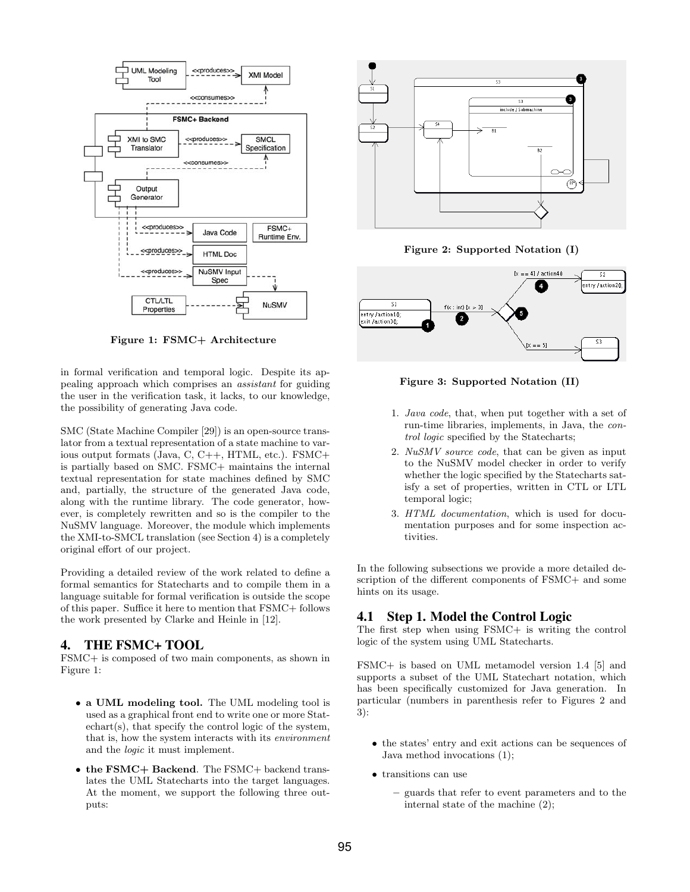Figure 1: FSMC+ Architecture

in formal verification and temporal logic. Despite its appealing approach which comprises an *assistant* for guiding the user in the verification task, it lacks, to our knowledge, the possibility of generating Java code.

SMC (State Machine Compiler [29]) is an open-source translator from a textual representation of a state machine to various output formats (Java, C, C++, HTML, etc.). FSMC+ is partially based on SMC. FSMC+ maintains the internal textual representation for state machines defined by SMC and, partially, the structure of the generated Java code, along with the runtime library. The code generator, however, is completely rewritten and so is the compiler to the NuSMV language. Moreover, the module which implements the XMI-to-SMCL translation (see Section 4) is a completely original effort of our project.

Providing a detailed review of the work related to define a formal semantics for Statecharts and to compile them in a language suitable for formal verification is outside the scope of this paper. Suffice it here to mention that FSMC+ follows the work presented by Clarke and Heinle in [12].

## 4. THE FSMC+ TOOL

FSMC+ is composed of two main components, as shown in Figure 1:

- **a UML modeling tool.** The UML modeling tool is used as a graphical front end to write one or more Statechart(s), that specify the control logic of the system, that is, how the system interacts with its *environment* and the *logic* it must implement.
- **the FSMC+ Backend**. The FSMC+ backend translates the UML Statecharts into the target languages. At the moment, we support the following three outputs:

Figure 2: Supported Notation (I)

Figure 3: Supported Notation (II)

1. *Java code*, that, when put together with a set of run-time libraries, implements, in Java, the *control logic* specified by the Statecharts;
2. *NuSMV source code*, that can be given as input to the NuSMV model checker in order to verify whether the logic specified by the Statecharts satisfy a set of properties, written in CTL or LTL temporal logic;
3. *HTML documentation*, which is used for documentation purposes and for some inspection activities.

In the following subsections we provide a more detailed description of the different components of FSMC+ and some hints on its usage.

### 4.1 Step 1. Model the Control Logic

The first step when using FSMC+ is writing the control logic of the system using UML Statecharts.

FSMC+ is based on UML metamodel version 1.4 [5] and supports a subset of the UML Statechart notation, which has been specifically customized for Java generation. In particular (numbers in parenthesis refer to Figures 2 and 3):

- the states' entry and exit actions can be sequences of Java method invocations (1);
- transitions can use
  - guards that refer to event parameters and to the internal state of the machine (2);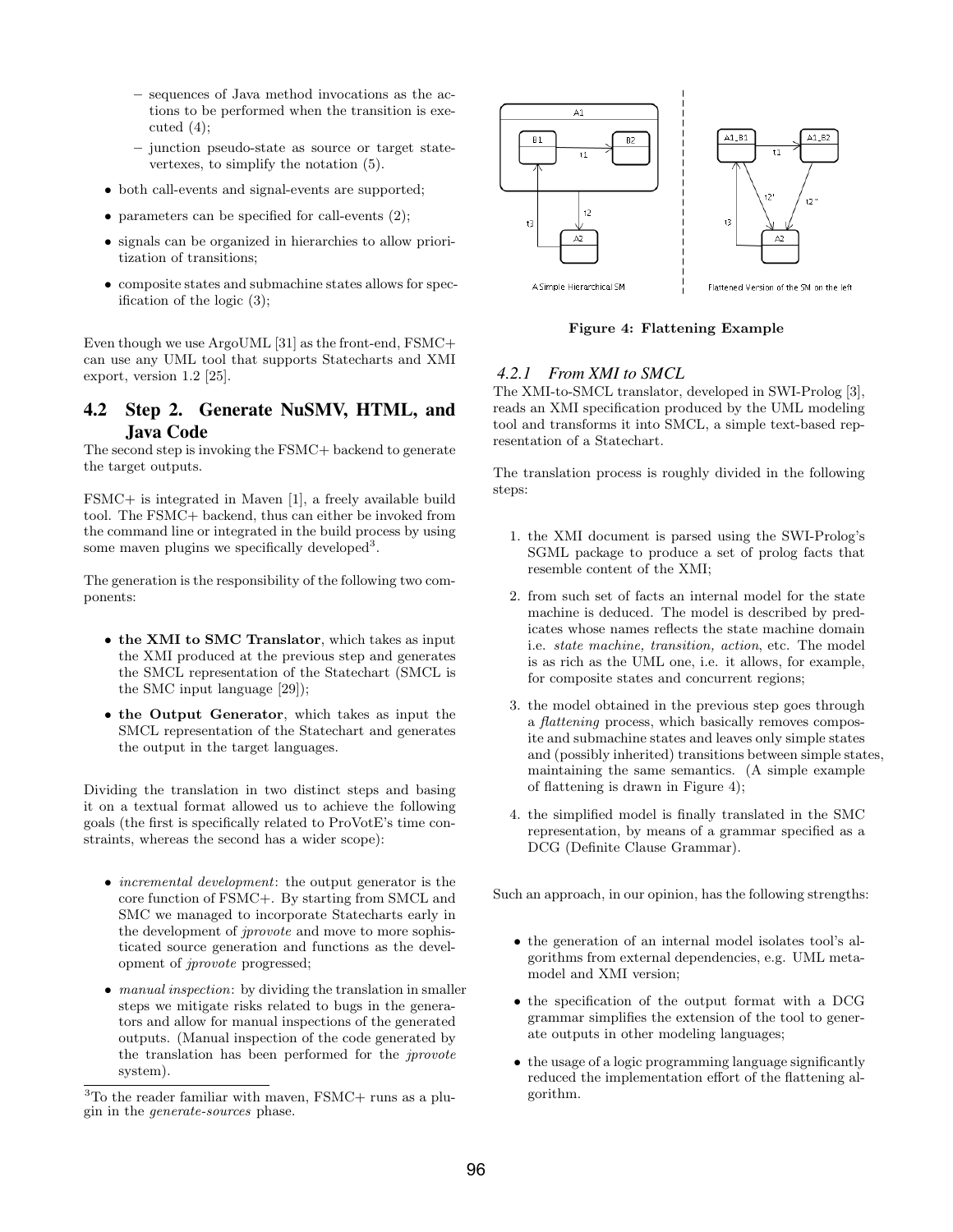- sequences of Java method invocations as the actions to be performed when the transition is executed (4);
- junction pseudo-state as source or target statevertexes, to simplify the notation (5).

- both call-events and signal-events are supported;
- parameters can be specified for call-events (2);
- signals can be organized in hierarchies to allow prioritization of transitions;
- composite states and submachine states allows for specification of the logic (3);

Even though we use ArgoUML [31] as the front-end, FSMC+ can use any UML tool that supports Statecharts and XMI export, version 1.2 [25].

## 4.2 Step 2. Generate NuSMV, HTML, and Java Code

The second step is invoking the FSMC+ backend to generate the target outputs.

FSMC+ is integrated in Maven [1], a freely available build tool. The FSMC+ backend, thus can either be invoked from the command line or integrated in the build process by using some maven plugins we specifically developed[3].

The generation is the responsibility of the following two components:

- **the XMI to SMC Translator**, which takes as input the XMI produced at the previous step and generates the SMCL representation of the Statechart (SMCL is the SMC input language [29]);
- **the Output Generator**, which takes as input the SMCL representation of the Statechart and generates the output in the target languages.

Dividing the translation in two distinct steps and basing it on a textual format allowed us to achieve the following goals (the first is specifically related to ProVotE's time constraints, whereas the second has a wider scope):

- *incremental development*: the output generator is the core function of FSMC+. By starting from SMCL and SMC we managed to incorporate Statecharts early in the development of *jprovote* and move to more sophisticated source generation and functions as the development of *jprovote* progressed;
- *manual inspection*: by dividing the translation in smaller steps we mitigate risks related to bugs in the generators and allow for manual inspections of the generated outputs. (Manual inspection of the code generated by the translation has been performed for the *jprovote* system).

[3]To the reader familiar with maven, FSMC+ runs as a plugin in the *generate-sources* phase.

**Figure 4: Flattening Example**

### 4.2.1 From XMI to SMCL

The XMI-to-SMCL translator, developed in SWI-Prolog [3], reads an XMI specification produced by the UML modeling tool and transforms it into SMCL, a simple text-based representation of a Statechart.

The translation process is roughly divided in the following steps:

1. the XMI document is parsed using the SWI-Prolog's SGML package to produce a set of prolog facts that resemble content of the XMI;
2. from such set of facts an internal model for the state machine is deduced. The model is described by predicates whose names reflects the state machine domain i.e. *state machine, transition, action*, etc. The model is as rich as the UML one, i.e. it allows, for example, for composite states and concurrent regions;
3. the model obtained in the previous step goes through a *flattening* process, which basically removes composite and submachine states and leaves only simple states and (possibly inherited) transitions between simple states, maintaining the same semantics. (A simple example of flattening is drawn in Figure 4);
4. the simplified model is finally translated in the SMC representation, by means of a grammar specified as a DCG (Definite Clause Grammar).

Such an approach, in our opinion, has the following strengths:

- the generation of an internal model isolates tool's algorithms from external dependencies, e.g. UML metamodel and XMI version;
- the specification of the output format with a DCG grammar simplifies the extension of the tool to generate outputs in other modeling languages;
- the usage of a logic programming language significantly reduced the implementation effort of the flattening algorithm.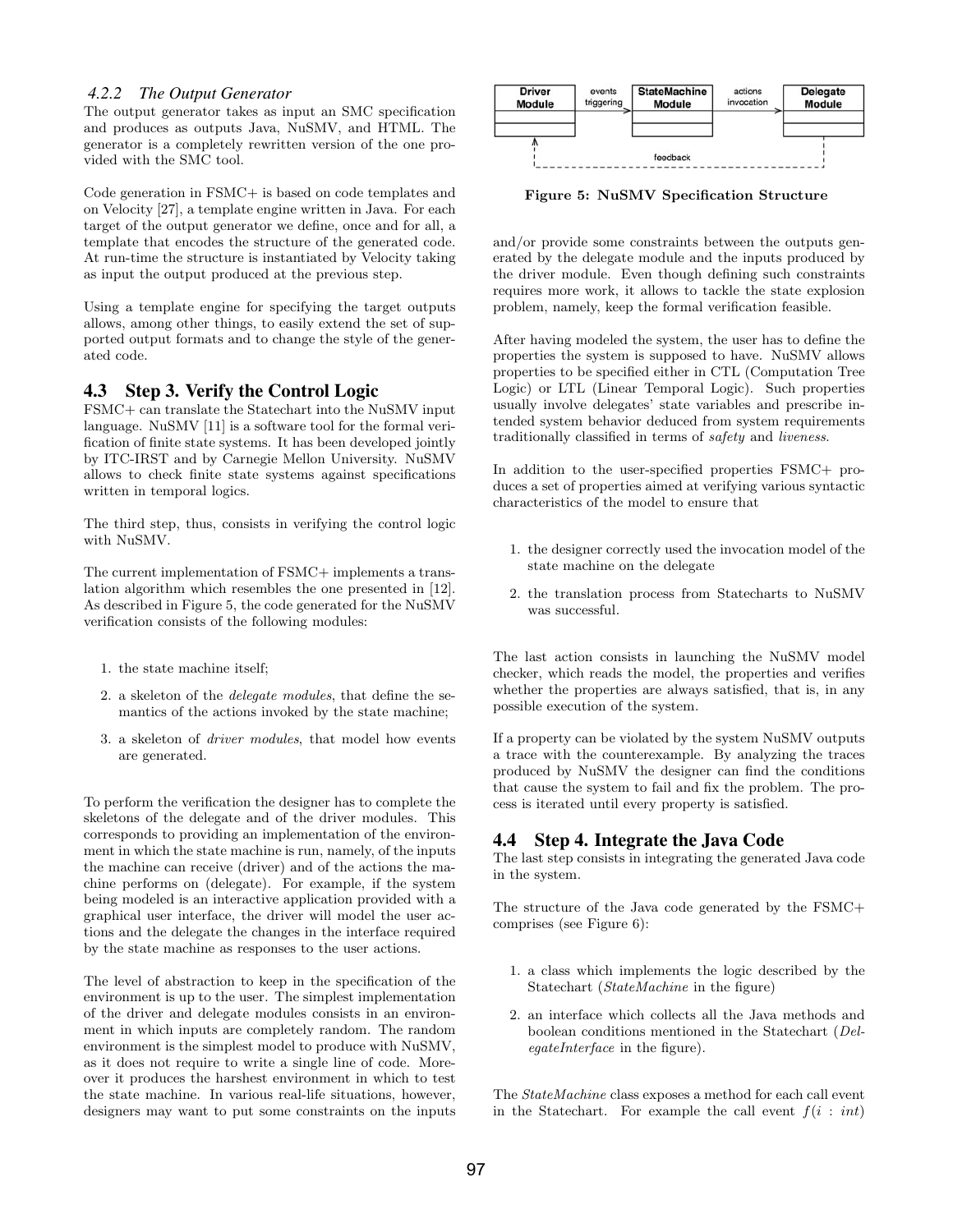#### 4.2.2 The Output Generator

The output generator takes as input an SMC specification and produces as outputs Java, NuSMV, and HTML. The generator is a completely rewritten version of the one provided with the SMC tool.

Code generation in FSMC+ is based on code templates and on Velocity [27], a template engine written in Java. For each target of the output generator we define, once and for all, a template that encodes the structure of the generated code. At run-time the structure is instantiated by Velocity taking as input the output produced at the previous step.

Using a template engine for specifying the target outputs allows, among other things, to easily extend the set of supported output formats and to change the style of the generated code.

## 4.3 Step 3. Verify the Control Logic

FSMC+ can translate the Statechart into the NuSMV input language. NuSMV [11] is a software tool for the formal verification of finite state systems. It has been developed jointly by ITC-IRST and by Carnegie Mellon University. NuSMV allows to check finite state systems against specifications written in temporal logics.

The third step, thus, consists in verifying the control logic with NuSMV.

The current implementation of FSMC+ implements a translation algorithm which resembles the one presented in [12]. As described in Figure 5, the code generated for the NuSMV verification consists of the following modules:

1. the state machine itself;
2. a skeleton of the *delegate modules*, that define the semantics of the actions invoked by the state machine;
3. a skeleton of *driver modules*, that model how events are generated.

To perform the verification the designer has to complete the skeletons of the delegate and of the driver modules. This corresponds to providing an implementation of the environment in which the state machine is run, namely, of the inputs the machine can receive (driver) and of the actions the machine performs on (delegate). For example, if the system being modeled is an interactive application provided with a graphical user interface, the driver will model the user actions and the delegate the changes in the interface required by the state machine as responses to the user actions.

The level of abstraction to keep in the specification of the environment is up to the user. The simplest implementation of the driver and delegate modules consists in an environment in which inputs are completely random. The random environment is the simplest model to produce with NuSMV, as it does not require to write a single line of code. Moreover it produces the harshest environment in which to test the state machine. In various real-life situations, however, designers may want to put some constraints on the inputs and/or provide some constraints between the outputs generated by the delegate module and the inputs produced by the driver module. Even though defining such constraints requires more work, it allows to tackle the state explosion problem, namely, keep the formal verification feasible.

**Figure 5: NuSMV Specification Structure**

After having modeled the system, the user has to define the properties the system is supposed to have. NuSMV allows properties to be specified either in CTL (Computation Tree Logic) or LTL (Linear Temporal Logic). Such properties usually involve delegates' state variables and prescribe intended system behavior deduced from system requirements traditionally classified in terms of *safety* and *liveness*.

In addition to the user-specified properties FSMC+ produces a set of properties aimed at verifying various syntactic characteristics of the model to ensure that

1. the designer correctly used the invocation model of the state machine on the delegate
2. the translation process from Statecharts to NuSMV was successful.

The last action consists in launching the NuSMV model checker, which reads the model, the properties and verifies whether the properties are always satisfied, that is, in any possible execution of the system.

If a property can be violated by the system NuSMV outputs a trace with the counterexample. By analyzing the traces produced by NuSMV the designer can find the conditions that cause the system to fail and fix the problem. The process is iterated until every property is satisfied.

## 4.4 Step 4. Integrate the Java Code

The last step consists in integrating the generated Java code in the system.

The structure of the Java code generated by the FSMC+ comprises (see Figure 6):

1. a class which implements the logic described by the Statechart (*StateMachine* in the figure)
2. an interface which collects all the Java methods and boolean conditions mentioned in the Statechart (*DelegateInterface* in the figure).

The *StateMachine* class exposes a method for each call event in the Statechart. For example the call event $f(i : int)$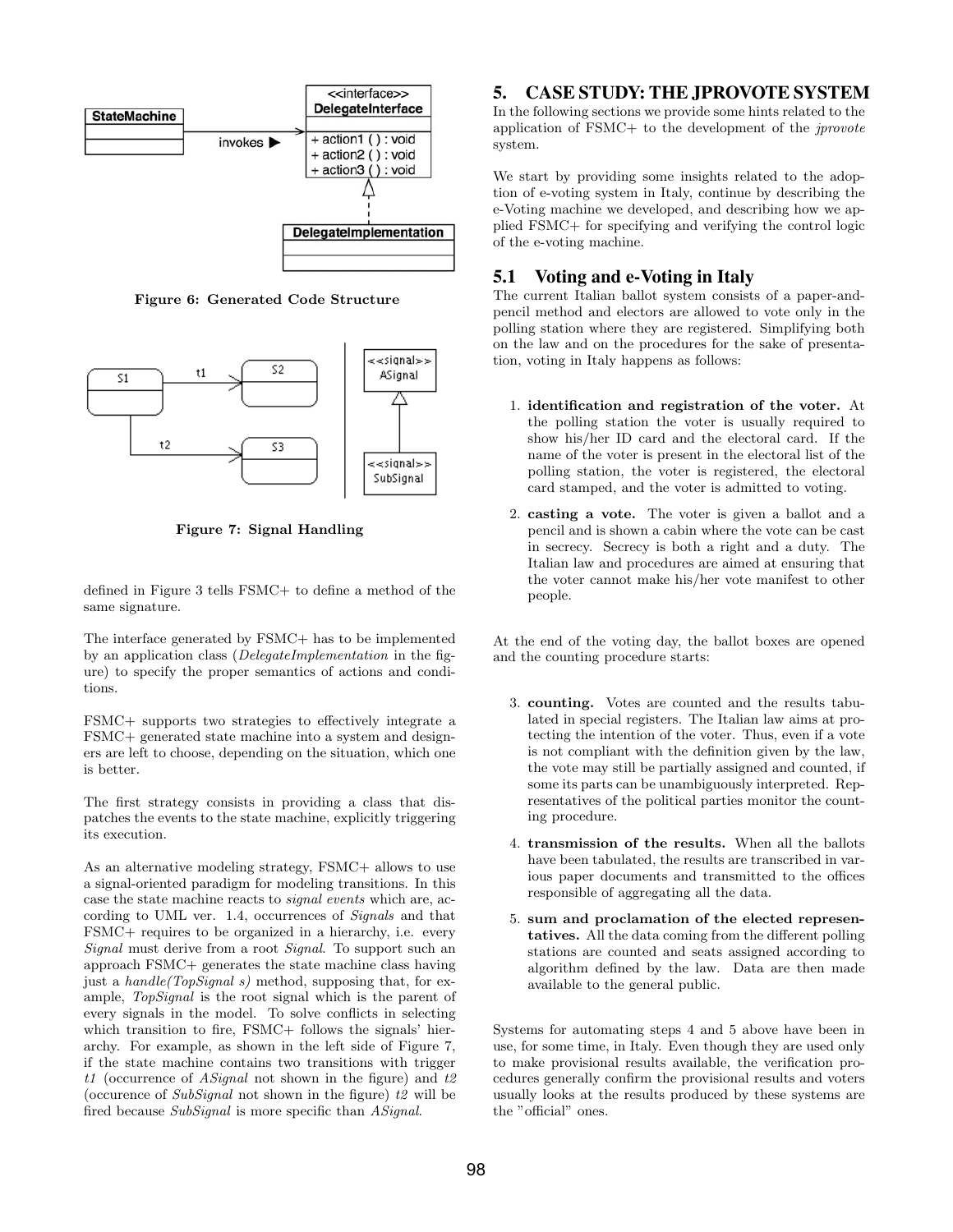Figure 6: Generated Code Structure

Figure 7: Signal Handling

defined in Figure 3 tells FSMC+ to define a method of the same signature.

The interface generated by FSMC+ has to be implemented by an application class (*DelegateImplementation* in the figure) to specify the proper semantics of actions and conditions.

FSMC+ supports two strategies to effectively integrate a FSMC+ generated state machine into a system and designers are left to choose, depending on the situation, which one is better.

The first strategy consists in providing a class that dispatches the events to the state machine, explicitly triggering its execution.

As an alternative modeling strategy, FSMC+ allows to use a signal-oriented paradigm for modeling transitions. In this case the state machine reacts to *signal events* which are, according to UML ver. 1.4, occurrences of *Signals* and that FSMC+ requires to be organized in a hierarchy, i.e. every *Signal* must derive from a root *Signal*. To support such an approach FSMC+ generates the state machine class having just a *handle(TopSignal s)* method, supposing that, for example, *TopSignal* is the root signal which is the parent of every signals in the model. To solve conflicts in selecting which transition to fire, FSMC+ follows the signals' hierarchy. For example, as shown in the left side of Figure 7, if the state machine contains two transitions with trigger *t1* (occurrence of *ASignal* not shown in the figure) and *t2* (occurence of *SubSignal* not shown in the figure) *t2* will be fired because *SubSignal* is more specific than *ASignal*.

## 5. CASE STUDY: THE JPROVOTE SYSTEM

In the following sections we provide some hints related to the application of FSMC+ to the development of the *jprovote* system.

We start by providing some insights related to the adoption of e-voting system in Italy, continue by describing the e-Voting machine we developed, and describing how we applied FSMC+ for specifying and verifying the control logic of the e-voting machine.

### 5.1 Voting and e-Voting in Italy

The current Italian ballot system consists of a paper-and-pencil method and electors are allowed to vote only in the polling station where they are registered. Simplifying both on the law and on the procedures for the sake of presentation, voting in Italy happens as follows:

1. **identification and registration of the voter.** At the polling station the voter is usually required to show his/her ID card and the electoral card. If the name of the voter is present in the electoral list of the polling station, the voter is registered, the electoral card stamped, and the voter is admitted to voting.
2. **casting a vote.** The voter is given a ballot and a pencil and is shown a cabin where the vote can be cast in secrecy. Secrecy is both a right and a duty. The Italian law and procedures are aimed at ensuring that the voter cannot make his/her vote manifest to other people.

At the end of the voting day, the ballot boxes are opened and the counting procedure starts:

3. **counting.** Votes are counted and the results tabulated in special registers. The Italian law aims at protecting the intention of the voter. Thus, even if a vote is not compliant with the definition given by the law, the vote may still be partially assigned and counted, if some its parts can be unambiguously interpreted. Representatives of the political parties monitor the counting procedure.
4. **transmission of the results.** When all the ballots have been tabulated, the results are transcribed in various paper documents and transmitted to the offices responsible of aggregating all the data.
5. **sum and proclamation of the elected representatives.** All the data coming from the different polling stations are counted and seats assigned according to algorithm defined by the law. Data are then made available to the general public.

Systems for automating steps 4 and 5 above have been in use, for some time, in Italy. Even though they are used only to make provisional results available, the verification procedures generally confirm the provisional results and voters usually looks at the results produced by these systems are the "official" ones.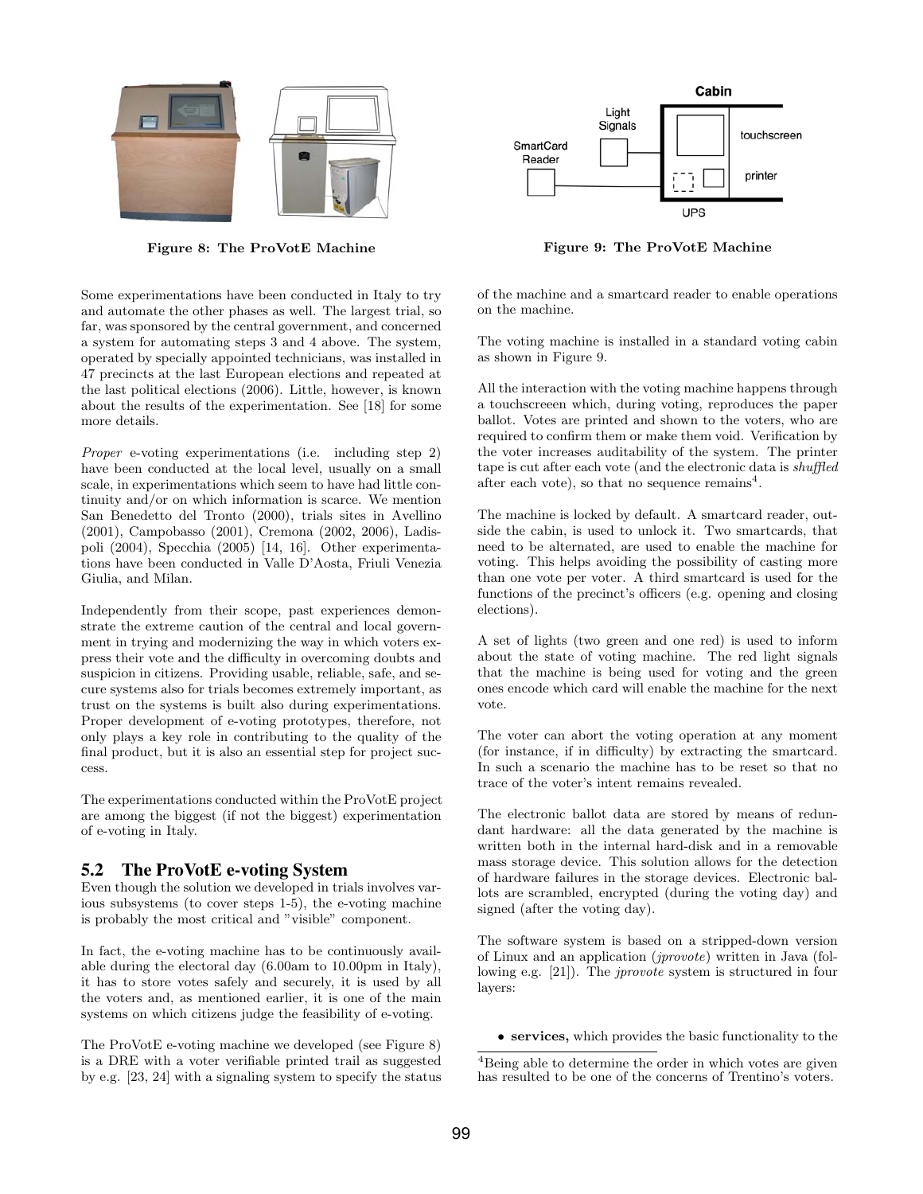Figure 8: The ProVotE Machine

Figure 9: The ProVotE Machine

Some experimentations have been conducted in Italy to try and automate the other phases as well. The largest trial, so far, was sponsored by the central government, and concerned a system for automating steps 3 and 4 above. The system, operated by specially appointed technicians, was installed in 47 precincts at the last European elections and repeated at the last political elections (2006). Little, however, is known about the results of the experimentation. See [18] for some more details.

*Proper* e-voting experimentations (i.e. including step 2) have been conducted at the local level, usually on a small scale, in experimentations which seem to have had little continuity and/or on which information is scarce. We mention San Benedetto del Tronto (2000), trials sites in Avellino (2001), Campobasso (2001), Cremona (2002, 2006), Ladispoli (2004), Specchia (2005) [14, 16]. Other experimentations have been conducted in Valle D'Aosta, Friuli Venezia Giulia, and Milan.

Independently from their scope, past experiences demonstrate the extreme caution of the central and local government in trying and modernizing the way in which voters express their vote and the difficulty in overcoming doubts and suspicion in citizens. Providing usable, reliable, safe, and secure systems also for trials becomes extremely important, as trust on the systems is built also during experimentations. Proper development of e-voting prototypes, therefore, not only plays a key role in contributing to the quality of the final product, but it is also an essential step for project success.

The experimentations conducted within the ProVotE project are among the biggest (if not the biggest) experimentation of e-voting in Italy.

## 5.2 The ProVotE e-voting System

Even though the solution we developed in trials involves various subsystems (to cover steps 1-5), the e-voting machine is probably the most critical and "visible" component.

In fact, the e-voting machine has to be continuously available during the electoral day (6.00am to 10.00pm in Italy), it has to store votes safely and securely, it is used by all the voters and, as mentioned earlier, it is one of the main systems on which citizens judge the feasibility of e-voting.

The ProVotE e-voting machine we developed (see Figure 8) is a DRE with a voter verifiable printed trail as suggested by e.g. [23, 24] with a signaling system to specify the status of the machine and a smartcard reader to enable operations on the machine.

The voting machine is installed in a standard voting cabin as shown in Figure 9.

All the interaction with the voting machine happens through a touchscreeen which, during voting, reproduces the paper ballot. Votes are printed and shown to the voters, who are required to confirm them or make them void. Verification by the voter increases auditability of the system. The printer tape is cut after each vote (and the electronic data is *shuffled* after each vote), so that no sequence remains[4].

The machine is locked by default. A smartcard reader, outside the cabin, is used to unlock it. Two smartcards, that need to be alternated, are used to enable the machine for voting. This helps avoiding the possibility of casting more than one vote per voter. A third smartcard is used for the functions of the precinct's officers (e.g. opening and closing elections).

A set of lights (two green and one red) is used to inform about the state of voting machine. The red light signals that the machine is being used for voting and the green ones encode which card will enable the machine for the next vote.

The voter can abort the voting operation at any moment (for instance, if in difficulty) by extracting the smartcard. In such a scenario the machine has to be reset so that no trace of the voter's intent remains revealed.

The electronic ballot data are stored by means of redundant hardware: all the data generated by the machine is written both in the internal hard-disk and in a removable mass storage device. This solution allows for the detection of hardware failures in the storage devices. Electronic ballots are scrambled, encrypted (during the voting day) and signed (after the voting day).

The software system is based on a stripped-down version of Linux and an application (*jprovote*) written in Java (following e.g. [21]). The *jprovote* system is structured in four layers:

- **services,** which provides the basic functionality to the

[4]Being able to determine the order in which votes are given has resulted to be one of the concerns of Trentino's voters.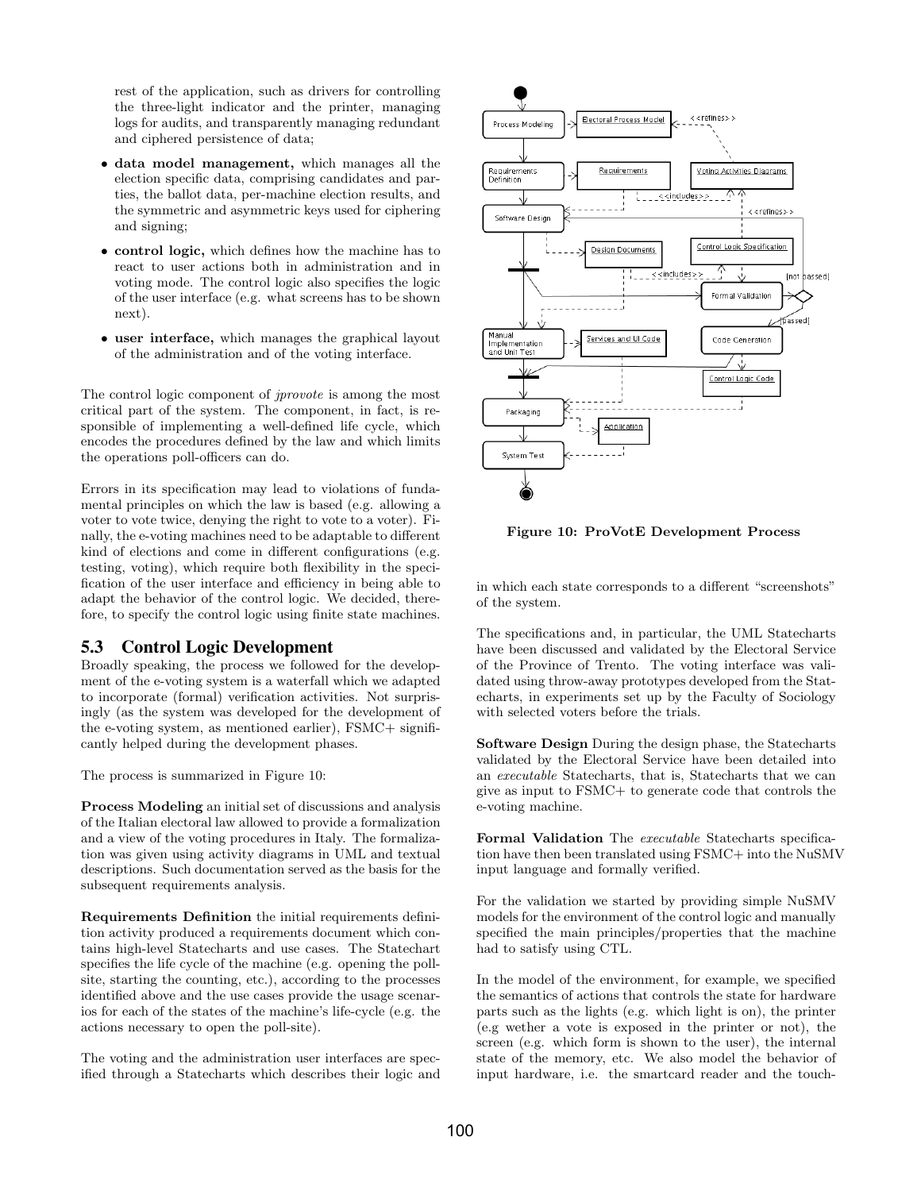rest of the application, such as drivers for controlling the three-light indicator and the printer, managing logs for audits, and transparently managing redundant and ciphered persistence of data;

- **data model management,** which manages all the election specific data, comprising candidates and parties, the ballot data, per-machine election results, and the symmetric and asymmetric keys used for ciphering and signing;
- **control logic,** which defines how the machine has to react to user actions both in administration and in voting mode. The control logic also specifies the logic of the user interface (e.g. what screens has to be shown next).
- **user interface,** which manages the graphical layout of the administration and of the voting interface.

The control logic component of *jprovote* is among the most critical part of the system. The component, in fact, is responsible of implementing a well-defined life cycle, which encodes the procedures defined by the law and which limits the operations poll-officers can do.

Errors in its specification may lead to violations of fundamental principles on which the law is based (e.g. allowing a voter to vote twice, denying the right to vote to a voter). Finally, the e-voting machines need to be adaptable to different kind of elections and come in different configurations (e.g. testing, voting), which require both flexibility in the specification of the user interface and efficiency in being able to adapt the behavior of the control logic. We decided, therefore, to specify the control logic using finite state machines.

## 5.3 Control Logic Development

Broadly speaking, the process we followed for the development of the e-voting system is a waterfall which we adapted to incorporate (formal) verification activities. Not surprisingly (as the system was developed for the development of the e-voting system, as mentioned earlier), FSMC+ significantly helped during the development phases.

The process is summarized in Figure 10:

**Process Modeling** an initial set of discussions and analysis of the Italian electoral law allowed to provide a formalization and a view of the voting procedures in Italy. The formalization was given using activity diagrams in UML and textual descriptions. Such documentation served as the basis for the subsequent requirements analysis.

**Requirements Definition** the initial requirements definition activity produced a requirements document which contains high-level Statecharts and use cases. The Statechart specifies the life cycle of the machine (e.g. opening the poll-site, starting the counting, etc.), according to the processes identified above and the use cases provide the usage scenarios for each of the states of the machine's life-cycle (e.g. the actions necessary to open the poll-site).

The voting and the administration user interfaces are specified through a Statecharts which describes their logic and in which each state corresponds to a different "screenshots" of the system.

**Figure 10: ProVotE Development Process**

The specifications and, in particular, the UML Statecharts have been discussed and validated by the Electoral Service of the Province of Trento. The voting interface was validated using throw-away prototypes developed from the Statecharts, in experiments set up by the Faculty of Sociology with selected voters before the trials.

**Software Design** During the design phase, the Statecharts validated by the Electoral Service have been detailed into an *executable* Statecharts, that is, Statecharts that we can give as input to FSMC+ to generate code that controls the e-voting machine.

**Formal Validation** The *executable* Statecharts specification have then been translated using FSMC+ into the NuSMV input language and formally verified.

For the validation we started by providing simple NuSMV models for the environment of the control logic and manually specified the main principles/properties that the machine had to satisfy using CTL.

In the model of the environment, for example, we specified the semantics of actions that controls the state for hardware parts such as the lights (e.g. which light is on), the printer (e.g wether a vote is exposed in the printer or not), the screen (e.g. which form is shown to the user), the internal state of the memory, etc. We also model the behavior of input hardware, i.e. the smartcard reader and the touch-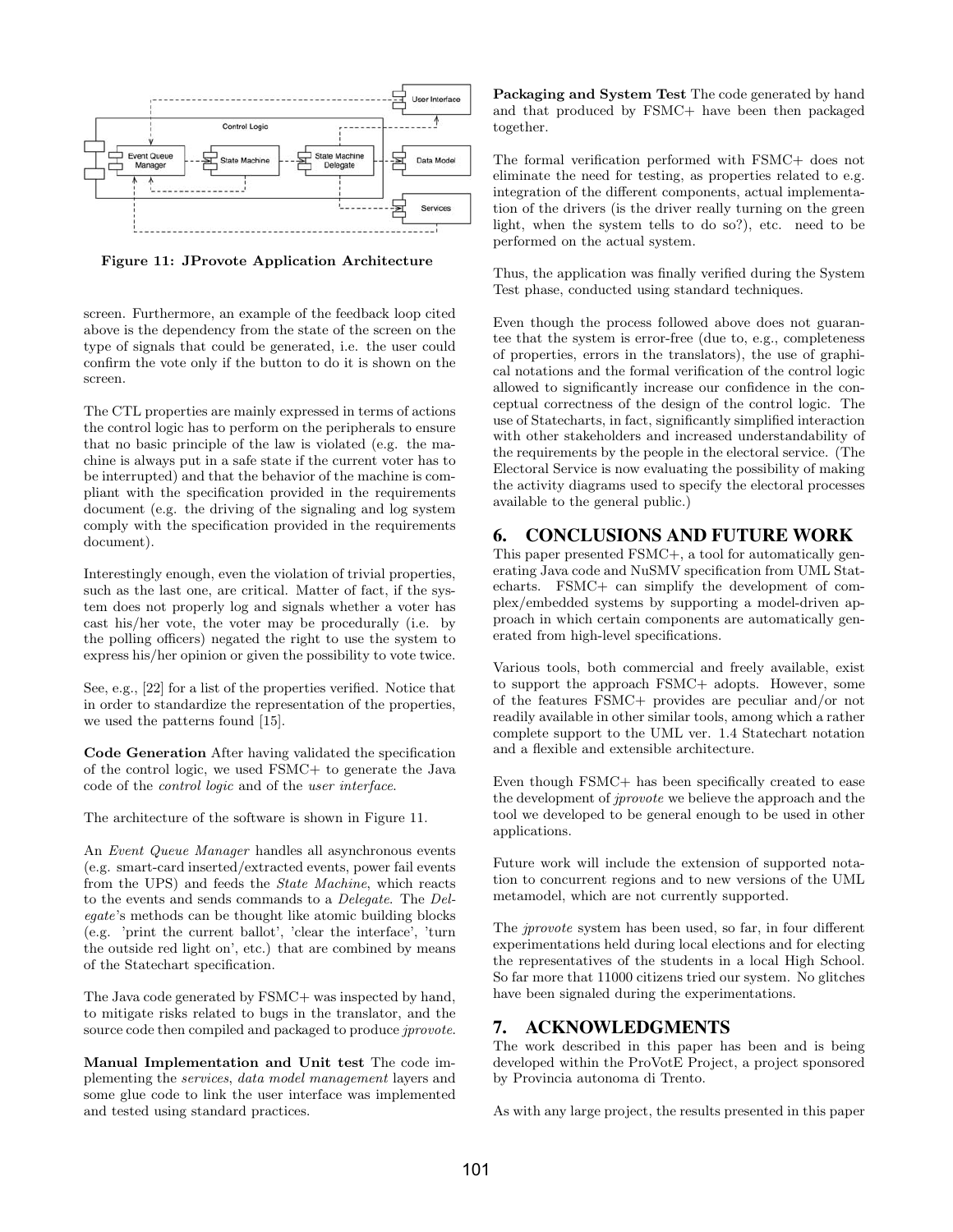Figure 11: JProvote Application Architecture

screen. Furthermore, an example of the feedback loop cited above is the dependency from the state of the screen on the type of signals that could be generated, i.e. the user could confirm the vote only if the button to do it is shown on the screen.

The CTL properties are mainly expressed in terms of actions the control logic has to perform on the peripherals to ensure that no basic principle of the law is violated (e.g. the machine is always put in a safe state if the current voter has to be interrupted) and that the behavior of the machine is compliant with the specification provided in the requirements document (e.g. the driving of the signaling and log system comply with the specification provided in the requirements document).

Interestingly enough, even the violation of trivial properties, such as the last one, are critical. Matter of fact, if the system does not properly log and signals whether a voter has cast his/her vote, the voter may be procedurally (i.e. by the polling officers) negated the right to use the system to express his/her opinion or given the possibility to vote twice.

See, e.g., [22] for a list of the properties verified. Notice that in order to standardize the representation of the properties, we used the patterns found [15].

**Code Generation** After having validated the specification of the control logic, we used FSMC+ to generate the Java code of the *control logic* and of the *user interface*.

The architecture of the software is shown in Figure 11.

An *Event Queue Manager* handles all asynchronous events (e.g. smart-card inserted/extracted events, power fail events from the UPS) and feeds the *State Machine*, which reacts to the events and sends commands to a *Delegate*. The *Delegate*'s methods can be thought like atomic building blocks (e.g. 'print the current ballot', 'clear the interface', 'turn the outside red light on', etc.) that are combined by means of the Statechart specification.

The Java code generated by FSMC+ was inspected by hand, to mitigate risks related to bugs in the translator, and the source code then compiled and packaged to produce *jprovote*.

**Manual Implementation and Unit test** The code implementing the *services*, *data model management* layers and some glue code to link the user interface was implemented and tested using standard practices.

**Packaging and System Test** The code generated by hand and that produced by FSMC+ have been then packaged together.

The formal verification performed with FSMC+ does not eliminate the need for testing, as properties related to e.g. integration of the different components, actual implementation of the drivers (is the driver really turning on the green light, when the system tells to do so?), etc. need to be performed on the actual system.

Thus, the application was finally verified during the System Test phase, conducted using standard techniques.

Even though the process followed above does not guarantee that the system is error-free (due to, e.g., completeness of properties, errors in the translators), the use of graphical notations and the formal verification of the control logic allowed to significantly increase our confidence in the conceptual correctness of the design of the control logic. The use of Statecharts, in fact, significantly simplified interaction with other stakeholders and increased understandability of the requirements by the people in the electoral service. (The Electoral Service is now evaluating the possibility of making the activity diagrams used to specify the electoral processes available to the general public.)

## 6. CONCLUSIONS AND FUTURE WORK

This paper presented FSMC+, a tool for automatically generating Java code and NuSMV specification from UML Statecharts. FSMC+ can simplify the development of complex/embedded systems by supporting a model-driven approach in which certain components are automatically generated from high-level specifications.

Various tools, both commercial and freely available, exist to support the approach FSMC+ adopts. However, some of the features FSMC+ provides are peculiar and/or not readily available in other similar tools, among which a rather complete support to the UML ver. 1.4 Statechart notation and a flexible and extensible architecture.

Even though FSMC+ has been specifically created to ease the development of *jprovote* we believe the approach and the tool we developed to be general enough to be used in other applications.

Future work will include the extension of supported notation to concurrent regions and to new versions of the UML metamodel, which are not currently supported.

The *jprovote* system has been used, so far, in four different experimentations held during local elections and for electing the representatives of the students in a local High School. So far more that 11000 citizens tried our system. No glitches have been signaled during the experimentations.

## 7. ACKNOWLEDGMENTS

The work described in this paper has been and is being developed within the ProVotE Project, a project sponsored by Provincia autonoma di Trento.

As with any large project, the results presented in this paper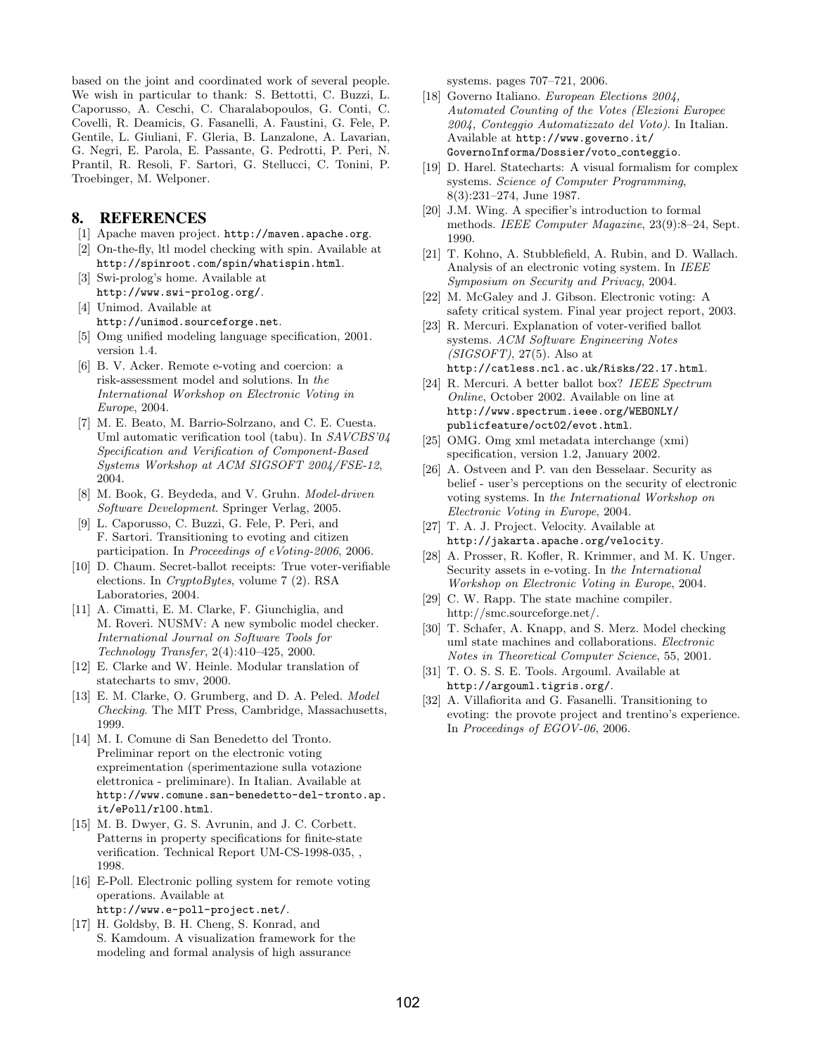based on the joint and coordinated work of several people. We wish in particular to thank: S. Bettotti, C. Buzzi, L. Caporusso, A. Ceschi, C. Charalabopoulos, G. Conti, C. Covelli, R. Deamicis, G. Fasanelli, A. Faustini, G. Fele, P. Gentile, L. Giuliani, F. Gleria, B. Lanzalone, A. Lavarian, G. Negri, E. Parola, E. Passante, G. Pedrotti, P. Peri, N. Prantil, R. Resoli, F. Sartori, G. Stellucci, C. Tonini, P. Troebinger, M. Welponer.

## 8. REFERENCES

[1] Apache maven project. http://maven.apache.org.

[2] On-the-fly, ltl model checking with spin. Available at http://spinroot.com/spin/whatispin.html.

[3] Swi-prolog's home. Available at http://www.swi-prolog.org/.

[4] Unimod. Available at http://unimod.sourceforge.net.

[5] Omg unified modeling language specification, 2001. version 1.4.

[6] B. V. Acker. Remote e-voting and coercion: a risk-assessment model and solutions. In *the International Workshop on Electronic Voting in Europe*, 2004.

[7] M. E. Beato, M. Barrio-Solrzano, and C. E. Cuesta. Uml automatic verification tool (tabu). In *SAVCBS'04 Specification and Verification of Component-Based Systems Workshop at ACM SIGSOFT 2004/FSE-12*, 2004.

[8] M. Book, G. Beydeda, and V. Gruhn. *Model-driven Software Development*. Springer Verlag, 2005.

[9] L. Caporusso, C. Buzzi, G. Fele, P. Peri, and F. Sartori. Transitioning to evoting and citizen participation. In *Proceedings of eVoting-2006*, 2006.

[10] D. Chaum. Secret-ballot receipts: True voter-verifiable elections. In *CryptoBytes*, volume 7 (2). RSA Laboratories, 2004.

[11] A. Cimatti, E. M. Clarke, F. Giunchiglia, and M. Roveri. NUSMV: A new symbolic model checker. *International Journal on Software Tools for Technology Transfer*, 2(4):410–425, 2000.

[12] E. Clarke and W. Heinle. Modular translation of statecharts to smv, 2000.

[13] E. M. Clarke, O. Grumberg, and D. A. Peled. *Model Checking*. The MIT Press, Cambridge, Massachusetts, 1999.

[14] M. I. Comune di San Benedetto del Tronto. Preliminar report on the electronic voting expreimentation (sperimentazione sulla votazione elettronica - preliminare). In Italian. Available at http://www.comune.san-benedetto-del-tronto.ap.it/ePoll/rl00.html.

[15] M. B. Dwyer, G. S. Avrunin, and J. C. Corbett. Patterns in property specifications for finite-state verification. Technical Report UM-CS-1998-035, , 1998.

[16] E-Poll. Electronic polling system for remote voting operations. Available at http://www.e-poll-project.net/.

[17] H. Goldsby, B. H. Cheng, S. Konrad, and S. Kamdoum. A visualization framework for the modeling and formal analysis of high assurance systems. pages 707–721, 2006.

[18] Governo Italiano. *European Elections 2004, Automated Counting of the Votes (Elezioni Europee 2004, Conteggio Automatizzato del Voto)*. In Italian. Available at http://www.governo.it/GovernoInforma/Dossier/voto_conteggio.

[19] D. Harel. Statecharts: A visual formalism for complex systems. *Science of Computer Programming*, 8(3):231–274, June 1987.

[20] J.M. Wing. A specifier's introduction to formal methods. *IEEE Computer Magazine*, 23(9):8–24, Sept. 1990.

[21] T. Kohno, A. Stubblefield, A. Rubin, and D. Wallach. Analysis of an electronic voting system. In *IEEE Symposium on Security and Privacy*, 2004.

[22] M. McGaley and J. Gibson. Electronic voting: A safety critical system. Final year project report, 2003.

[23] R. Mercuri. Explanation of voter-verified ballot systems. *ACM Software Engineering Notes (SIGSOFT)*, 27(5). Also at http://catless.ncl.ac.uk/Risks/22.17.html.

[24] R. Mercuri. A better ballot box? *IEEE Spectrum Online*, October 2002. Available on line at http://www.spectrum.ieee.org/WEBONLY/publicfeature/oct02/evot.html.

[25] OMG. Omg xml metadata interchange (xmi) specification, version 1.2, January 2002.

[26] A. Ostveen and P. van den Besselaar. Security as belief - user's perceptions on the security of electronic voting systems. In *the International Workshop on Electronic Voting in Europe*, 2004.

[27] T. A. J. Project. Velocity. Available at http://jakarta.apache.org/velocity.

[28] A. Prosser, R. Kofler, R. Krimmer, and M. K. Unger. Security assets in e-voting. In *the International Workshop on Electronic Voting in Europe*, 2004.

[29] C. W. Rapp. The state machine compiler. http://smc.sourceforge.net/.

[30] T. Schafer, A. Knapp, and S. Merz. Model checking uml state machines and collaborations. *Electronic Notes in Theoretical Computer Science*, 55, 2001.

[31] T. O. S. S. E. Tools. Argouml. Available at http://argouml.tigris.org/.

[32] A. Villafiorita and G. Fasanelli. Transitioning to evoting: the provote project and trentino's experience. In *Proceedings of EGOV-06*, 2006.